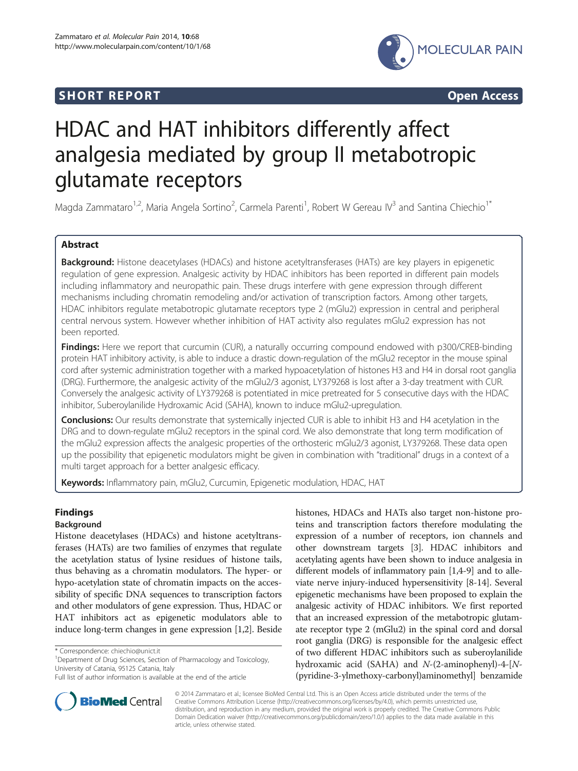**SHORT REPORT** **Open Access**

# HDAC and HAT inhibitors differently affect analgesia mediated by group II metabotropic glutamate receptors

Magda Zammataro[1,2], Maria Angela Sortino[2], Carmela Parenti[1], Robert W Gereau IV[3] and Santina Chiechio[1*]

## Abstract

**Background:** Histone deacetylases (HDACs) and histone acetyltransferases (HATs) are key players in epigenetic regulation of gene expression. Analgesic activity by HDAC inhibitors has been reported in different pain models including inflammatory and neuropathic pain. These drugs interfere with gene expression through different mechanisms including chromatin remodeling and/or activation of transcription factors. Among other targets, HDAC inhibitors regulate metabotropic glutamate receptors type 2 (mGlu2) expression in central and peripheral central nervous system. However whether inhibition of HAT activity also regulates mGlu2 expression has not been reported.

**Findings:** Here we report that curcumin (CUR), a naturally occurring compound endowed with p300/CREB-binding protein HAT inhibitory activity, is able to induce a drastic down-regulation of the mGlu2 receptor in the mouse spinal cord after systemic administration together with a marked hypoacetylation of histones H3 and H4 in dorsal root ganglia (DRG). Furthermore, the analgesic activity of the mGlu2/3 agonist, LY379268 is lost after a 3-day treatment with CUR. Conversely the analgesic activity of LY379268 is potentiated in mice pretreated for 5 consecutive days with the HDAC inhibitor, Suberoylanilide Hydroxamic Acid (SAHA), known to induce mGlu2-upregulation.

**Conclusions:** Our results demonstrate that systemically injected CUR is able to inhibit H3 and H4 acetylation in the DRG and to down-regulate mGlu2 receptors in the spinal cord. We also demonstrate that long term modification of the mGlu2 expression affects the analgesic properties of the orthosteric mGlu2/3 agonist, LY379268. These data open up the possibility that epigenetic modulators might be given in combination with "traditional" drugs in a context of a multi target approach for a better analgesic efficacy.

**Keywords:** Inflammatory pain, mGlu2, Curcumin, Epigenetic modulation, HDAC, HAT

## Findings

### Background

Histone deacetylases (HDACs) and histone acetyltransferases (HATs) are two families of enzymes that regulate the acetylation status of lysine residues of histone tails, thus behaving as a chromatin modulators. The hyper- or hypo-acetylation state of chromatin impacts on the accessibility of specific DNA sequences to transcription factors and other modulators of gene expression. Thus, HDAC or HAT inhibitors act as epigenetic modulators able to induce long-term changes in gene expression [1,2]. Beside histones, HDACs and HATs also target non-histone proteins and transcription factors therefore modulating the expression of a number of receptors, ion channels and other downstream targets [3]. HDAC inhibitors and acetylating agents have been shown to induce analgesia in different models of inflammatory pain [1,4-9] and to alleviate nerve injury-induced hypersensitivity [8-14]. Several epigenetic mechanisms have been proposed to explain the analgesic activity of HDAC inhibitors. We first reported that an increased expression of the metabotropic glutamate receptor type 2 (mGlu2) in the spinal cord and dorsal root ganglia (DRG) is responsible for the analgesic effect of two different HDAC inhibitors such as suberoylanilide hydroxamic acid (SAHA) and *N*-(2-aminophenyl)-4-[*N*-(pyridine-3-ylmethoxy-carbonyl)aminomethyl] benzamide

\* Correspondence: chiechio@unict.it
[1]Department of Drug Sciences, Section of Pharmacology and Toxicology, University of Catania, 95125 Catania, Italy
Full list of author information is available at the end of the article

© 2014 Zammataro et al.; licensee BioMed Central Ltd. This is an Open Access article distributed under the terms of the Creative Commons Attribution License (http://creativecommons.org/licenses/by/4.0), which permits unrestricted use, distribution, and reproduction in any medium, provided the original work is properly credited. The Creative Commons Public Domain Dedication waiver (http://creativecommons.org/publicdomain/zero/1.0/) applies to the data made available in this article, unless otherwise stated.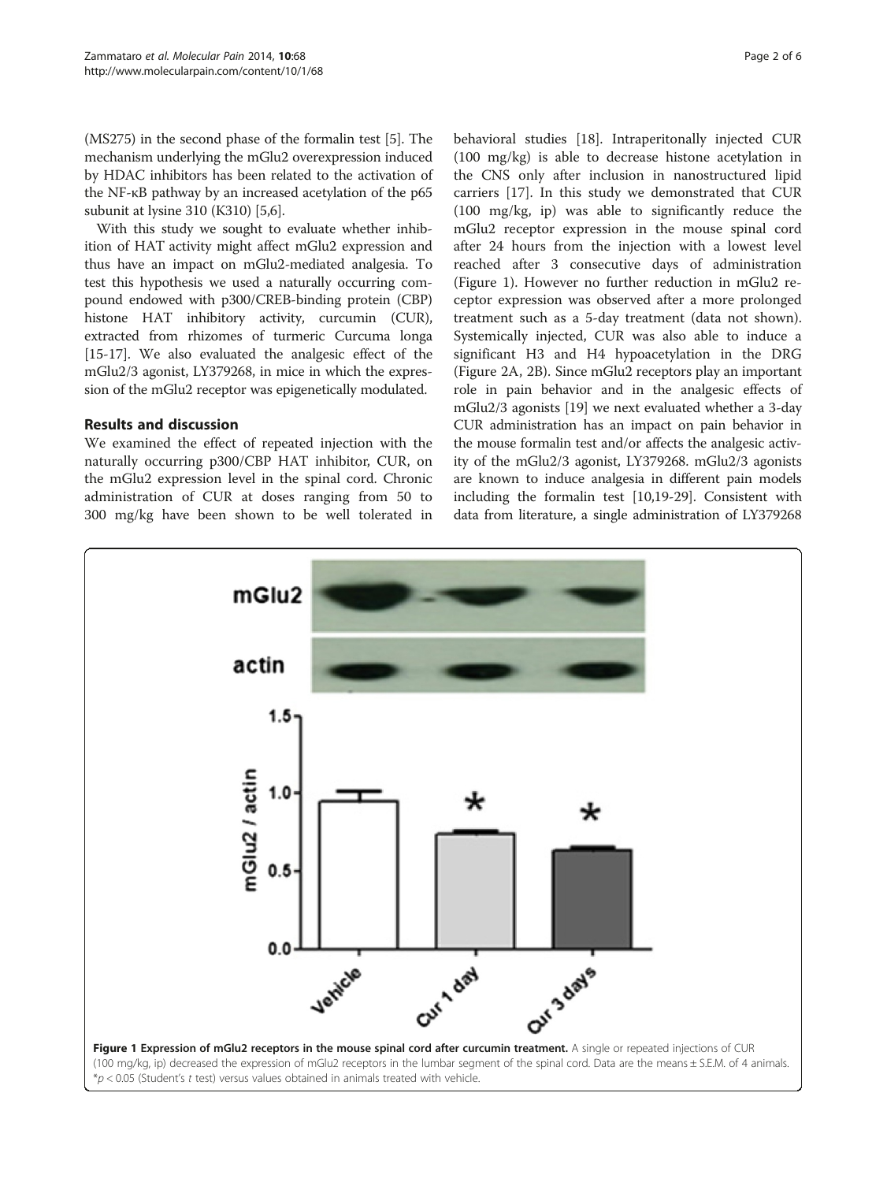(MS275) in the second phase of the formalin test [5]. The mechanism underlying the mGlu2 overexpression induced by HDAC inhibitors has been related to the activation of the NF-κB pathway by an increased acetylation of the p65 subunit at lysine 310 (K310) [5,6].

With this study we sought to evaluate whether inhibition of HAT activity might affect mGlu2 expression and thus have an impact on mGlu2-mediated analgesia. To test this hypothesis we used a naturally occurring compound endowed with p300/CREB-binding protein (CBP) histone HAT inhibitory activity, curcumin (CUR), extracted from rhizomes of turmeric Curcuma longa [15-17]. We also evaluated the analgesic effect of the mGlu2/3 agonist, LY379268, in mice in which the expression of the mGlu2 receptor was epigenetically modulated.

## Results and discussion

We examined the effect of repeated injection with the naturally occurring p300/CBP HAT inhibitor, CUR, on the mGlu2 expression level in the spinal cord. Chronic administration of CUR at doses ranging from 50 to 300 mg/kg have been shown to be well tolerated in behavioral studies [18]. Intraperitonally injected CUR (100 mg/kg) is able to decrease histone acetylation in the CNS only after inclusion in nanostructured lipid carriers [17]. In this study we demonstrated that CUR (100 mg/kg, ip) was able to significantly reduce the mGlu2 receptor expression in the mouse spinal cord after 24 hours from the injection with a lowest level reached after 3 consecutive days of administration (Figure 1). However no further reduction in mGlu2 receptor expression was observed after a more prolonged treatment such as a 5-day treatment (data not shown). Systemically injected, CUR was also able to induce a significant H3 and H4 hypoacetylation in the DRG (Figure 2A, 2B). Since mGlu2 receptors play an important role in pain behavior and in the analgesic effects of mGlu2/3 agonists [19] we next evaluated whether a 3-day CUR administration has an impact on pain behavior in the mouse formalin test and/or affects the analgesic activity of the mGlu2/3 agonist, LY379268. mGlu2/3 agonists are known to induce analgesia in different pain models including the formalin test [10,19-29]. Consistent with data from literature, a single administration of LY379268

**Figure 1 Expression of mGlu2 receptors in the mouse spinal cord after curcumin treatment.** A single or repeated injections of CUR (100 mg/kg, ip) decreased the expression of mGlu2 receptors in the lumbar segment of the spinal cord. Data are the means ± S.E.M. of 4 animals. *$p < 0.05$ (Student's *t* test) versus values obtained in animals treated with vehicle.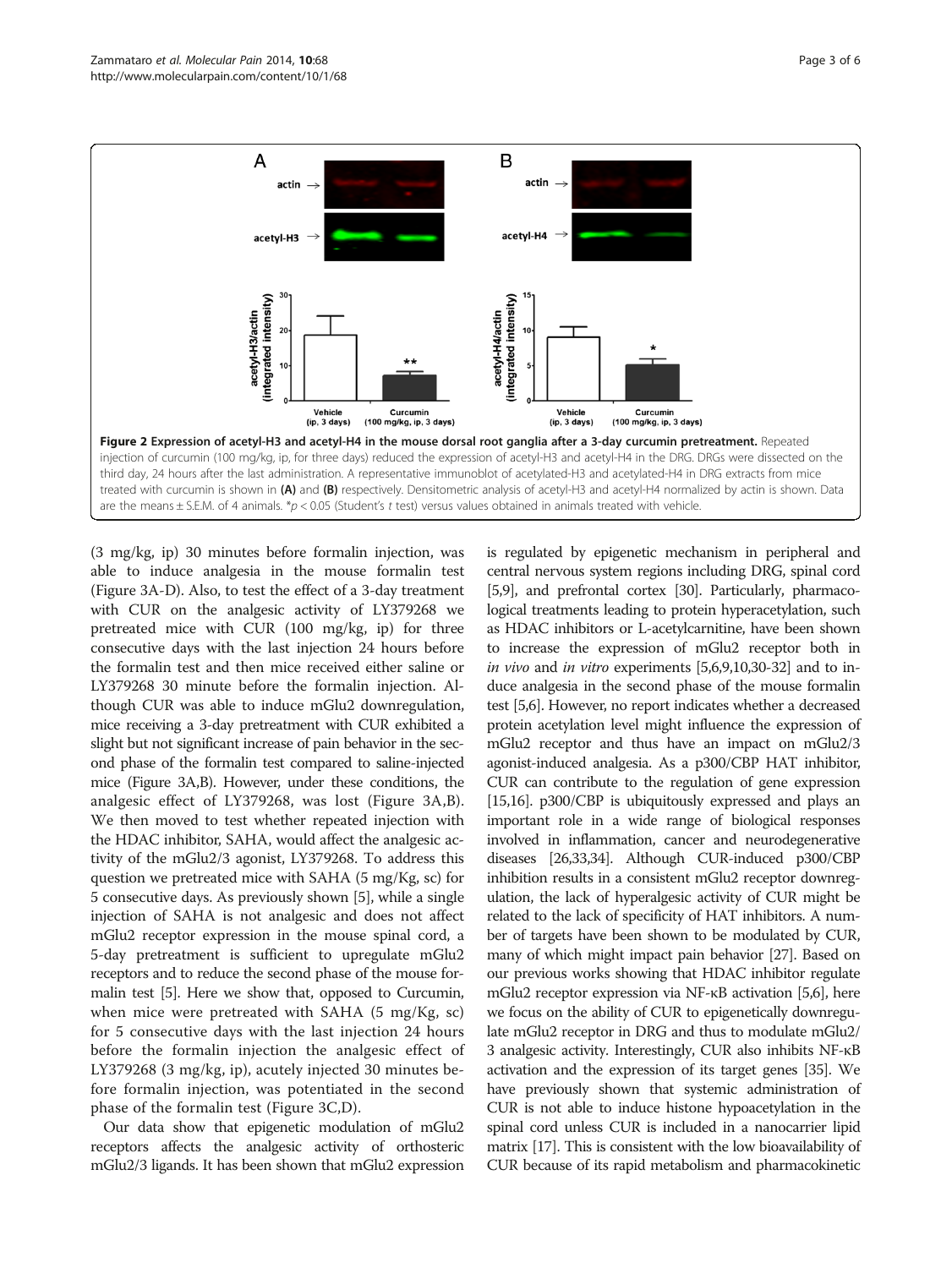**Figure 2 Expression of acetyl-H3 and acetyl-H4 in the mouse dorsal root ganglia after a 3-day curcumin pretreatment.** Repeated injection of curcumin (100 mg/kg, ip, for three days) reduced the expression of acetyl-H3 and acetyl-H4 in the DRG. DRGs were dissected on the third day, 24 hours after the last administration. A representative immunoblot of acetylated-H3 and acetylated-H4 in DRG extracts from mice treated with curcumin is shown in **(A)** and **(B)** respectively. Densitometric analysis of acetyl-H3 and acetyl-H4 normalized by actin is shown. Data are the means ± S.E.M. of 4 animals. *$p < 0.05$ (Student's *t* test) versus values obtained in animals treated with vehicle.

(3 mg/kg, ip) 30 minutes before formalin injection, was able to induce analgesia in the mouse formalin test (Figure 3A-D). Also, to test the effect of a 3-day treatment with CUR on the analgesic activity of LY379268 we pretreated mice with CUR (100 mg/kg, ip) for three consecutive days with the last injection 24 hours before the formalin test and then mice received either saline or LY379268 30 minute before the formalin injection. Although CUR was able to induce mGlu2 downregulation, mice receiving a 3-day pretreatment with CUR exhibited a slight but not significant increase of pain behavior in the second phase of the formalin test compared to saline-injected mice (Figure 3A,B). However, under these conditions, the analgesic effect of LY379268, was lost (Figure 3A,B). We then moved to test whether repeated injection with the HDAC inhibitor, SAHA, would affect the analgesic activity of the mGlu2/3 agonist, LY379268. To address this question we pretreated mice with SAHA (5 mg/Kg, sc) for 5 consecutive days. As previously shown [5], while a single injection of SAHA is not analgesic and does not affect mGlu2 receptor expression in the mouse spinal cord, a 5-day pretreatment is sufficient to upregulate mGlu2 receptors and to reduce the second phase of the mouse formalin test [5]. Here we show that, opposed to Curcumin, when mice were pretreated with SAHA (5 mg/Kg, sc) for 5 consecutive days with the last injection 24 hours before the formalin injection the analgesic effect of LY379268 (3 mg/kg, ip), acutely injected 30 minutes before formalin injection, was potentiated in the second phase of the formalin test (Figure 3C,D).

Our data show that epigenetic modulation of mGlu2 receptors affects the analgesic activity of orthosteric mGlu2/3 ligands. It has been shown that mGlu2 expression is regulated by epigenetic mechanism in peripheral and central nervous system regions including DRG, spinal cord [5,9], and prefrontal cortex [30]. Particularly, pharmacological treatments leading to protein hyperacetylation, such as HDAC inhibitors or L-acetylcarnitine, have been shown to increase the expression of mGlu2 receptor both in *in vivo* and *in vitro* experiments [5,6,9,10,30-32] and to induce analgesia in the second phase of the mouse formalin test [5,6]. However, no report indicates whether a decreased protein acetylation level might influence the expression of mGlu2 receptor and thus have an impact on mGlu2/3 agonist-induced analgesia. As a p300/CBP HAT inhibitor, CUR can contribute to the regulation of gene expression [15,16]. p300/CBP is ubiquitously expressed and plays an important role in a wide range of biological responses involved in inflammation, cancer and neurodegenerative diseases [26,33,34]. Although CUR-induced p300/CBP inhibition results in a consistent mGlu2 receptor downregulation, the lack of hyperalgesic activity of CUR might be related to the lack of specificity of HAT inhibitors. A number of targets have been shown to be modulated by CUR, many of which might impact pain behavior [27]. Based on our previous works showing that HDAC inhibitor regulate mGlu2 receptor expression via NF-κB activation [5,6], here we focus on the ability of CUR to epigenetically downregulate mGlu2 receptor in DRG and thus to modulate mGlu2/3 analgesic activity. Interestingly, CUR also inhibits NF-κB activation and the expression of its target genes [35]. We have previously shown that systemic administration of CUR is not able to induce histone hypoacetylation in the spinal cord unless CUR is included in a nanocarrier lipid matrix [17]. This is consistent with the low bioavailability of CUR because of its rapid metabolism and pharmacokinetic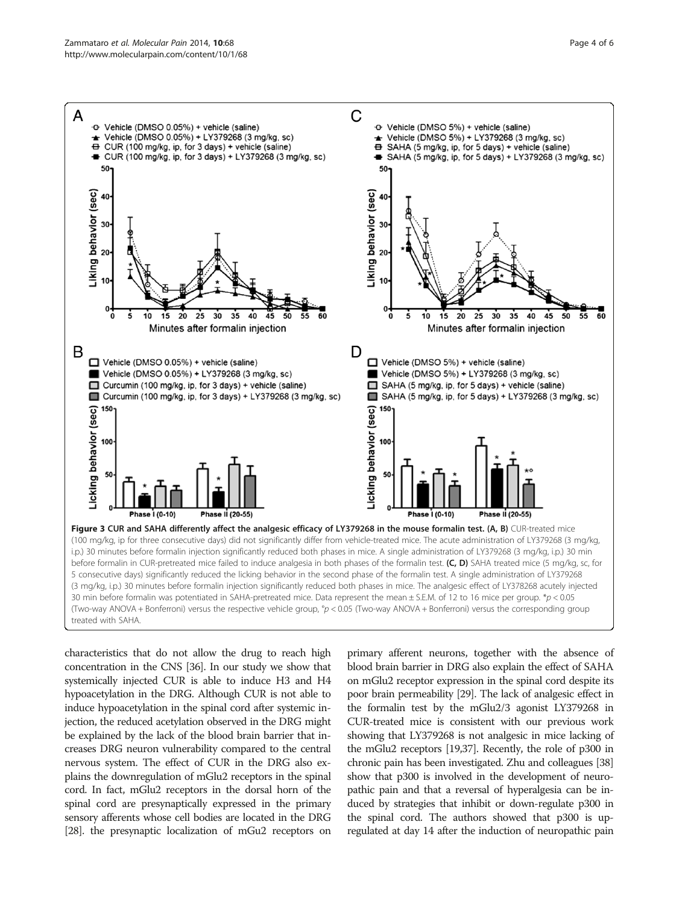**Figure 3 CUR and SAHA differently affect the analgesic efficacy of LY379268 in the mouse formalin test. (A, B)** CUR-treated mice (100 mg/kg, ip for three consecutive days) did not significantly differ from vehicle-treated mice. The acute administration of LY379268 (3 mg/kg, i.p.) 30 minutes before formalin injection significantly reduced both phases in mice. A single administration of LY379268 (3 mg/kg, i.p.) 30 min before formalin in CUR-pretreated mice failed to induce analgesia in both phases of the formalin test. **(C, D)** SAHA treated mice (5 mg/kg, sc, for 5 consecutive days) significantly reduced the licking behavior in the second phase of the formalin test. A single administration of LY379268 (3 mg/kg, i.p.) 30 minutes before formalin injection significantly reduced both phases in mice. The analgesic effect of LY378268 acutely injected 30 min before formalin was potentiated in SAHA-pretreated mice. Data represent the mean ± S.E.M. of 12 to 16 mice per group. *$p < 0.05$ (Two-way ANOVA + Bonferroni) versus the respective vehicle group, °$p < 0.05$ (Two-way ANOVA + Bonferroni) versus the corresponding group treated with SAHA.

characteristics that do not allow the drug to reach high concentration in the CNS [36]. In our study we show that systemically injected CUR is able to induce H3 and H4 hypoacetylation in the DRG. Although CUR is not able to induce hypoacetylation in the spinal cord after systemic injection, the reduced acetylation observed in the DRG might be explained by the lack of the blood brain barrier that increases DRG neuron vulnerability compared to the central nervous system. The effect of CUR in the DRG also explains the downregulation of mGlu2 receptors in the spinal cord. In fact, mGlu2 receptors in the dorsal horn of the spinal cord are presynaptically expressed in the primary sensory afferents whose cell bodies are located in the DRG [28]. the presynaptic localization of mGu2 receptors on primary afferent neurons, together with the absence of blood brain barrier in DRG also explain the effect of SAHA on mGlu2 receptor expression in the spinal cord despite its poor brain permeability [29]. The lack of analgesic effect in the formalin test by the mGlu2/3 agonist LY379268 in CUR-treated mice is consistent with our previous work showing that LY379268 is not analgesic in mice lacking of the mGlu2 receptors [19,37]. Recently, the role of p300 in chronic pain has been investigated. Zhu and colleagues [38] show that p300 is involved in the development of neuropathic pain and that a reversal of hyperalgesia can be induced by strategies that inhibit or down-regulate p300 in the spinal cord. The authors showed that p300 is upregulated at day 14 after the induction of neuropathic pain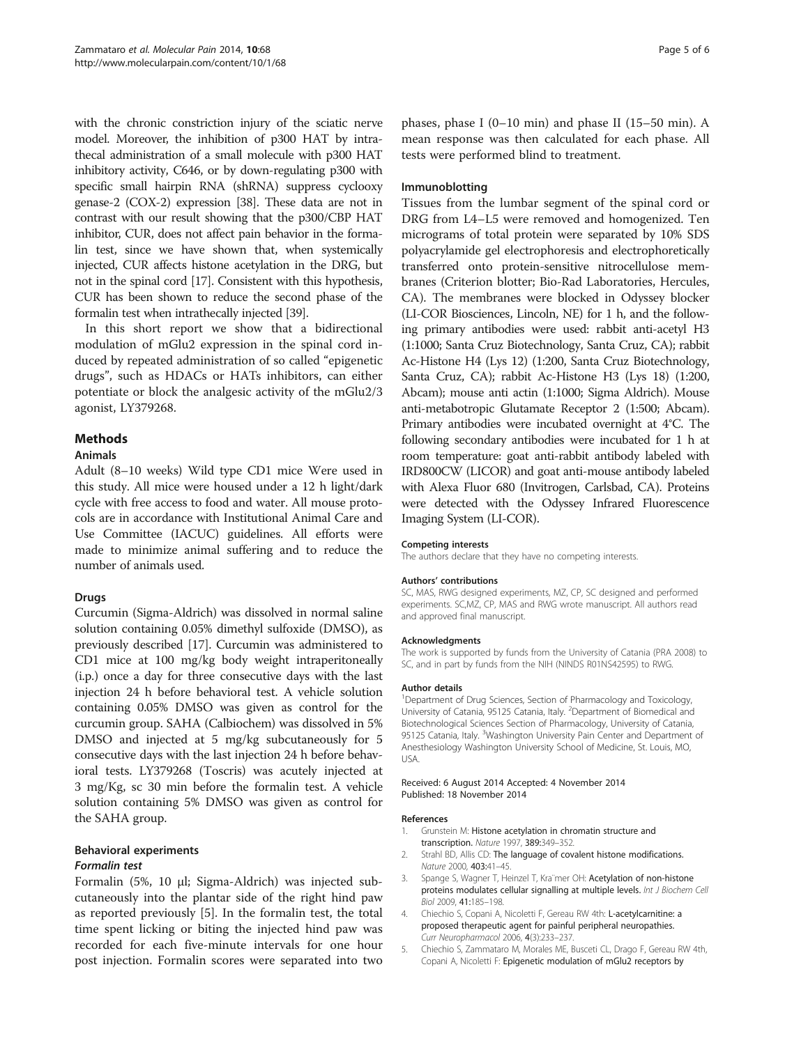with the chronic constriction injury of the sciatic nerve model. Moreover, the inhibition of p300 HAT by intrathecal administration of a small molecule with p300 HAT inhibitory activity, C646, or by down-regulating p300 with specific small hairpin RNA (shRNA) suppress cyclooxygenase-2 (COX-2) expression [38]. These data are not in contrast with our result showing that the p300/CBP HAT inhibitor, CUR, does not affect pain behavior in the formalin test, since we have shown that, when systemically injected, CUR affects histone acetylation in the DRG, but not in the spinal cord [17]. Consistent with this hypothesis, CUR has been shown to reduce the second phase of the formalin test when intrathecally injected [39].

In this short report we show that a bidirectional modulation of mGlu2 expression in the spinal cord induced by repeated administration of so called "epigenetic drugs", such as HDACs or HATs inhibitors, can either potentiate or block the analgesic activity of the mGlu2/3 agonist, LY379268.

## Methods

### Animals

Adult (8–10 weeks) Wild type CD1 mice Were used in this study. All mice were housed under a 12 h light/dark cycle with free access to food and water. All mouse protocols are in accordance with Institutional Animal Care and Use Committee (IACUC) guidelines. All efforts were made to minimize animal suffering and to reduce the number of animals used.

### Drugs

Curcumin (Sigma-Aldrich) was dissolved in normal saline solution containing 0.05% dimethyl sulfoxide (DMSO), as previously described [17]. Curcumin was administered to CD1 mice at 100 mg/kg body weight intraperitoneally (i.p.) once a day for three consecutive days with the last injection 24 h before behavioral test. A vehicle solution containing 0.05% DMSO was given as control for the curcumin group. SAHA (Calbiochem) was dissolved in 5% DMSO and injected at 5 mg/kg subcutaneously for 5 consecutive days with the last injection 24 h before behavioral tests. LY379268 (Toscris) was acutely injected at 3 mg/Kg, sc 30 min before the formalin test. A vehicle solution containing 5% DMSO was given as control for the SAHA group.

### Behavioral experiments

#### *Formalin test*

Formalin (5%, 10 μl; Sigma-Aldrich) was injected subcutaneously into the plantar side of the right hind paw as reported previously [5]. In the formalin test, the total time spent licking or biting the injected hind paw was recorded for each five-minute intervals for one hour post injection. Formalin scores were separated into two phases, phase I (0–10 min) and phase II (15–50 min). A mean response was then calculated for each phase. All tests were performed blind to treatment.

### Immunoblotting

Tissues from the lumbar segment of the spinal cord or DRG from L4–L5 were removed and homogenized. Ten micrograms of total protein were separated by 10% SDS polyacrylamide gel electrophoresis and electrophoretically transferred onto protein-sensitive nitrocellulose membranes (Criterion blotter; Bio-Rad Laboratories, Hercules, CA). The membranes were blocked in Odyssey blocker (LI-COR Biosciences, Lincoln, NE) for 1 h, and the following primary antibodies were used: rabbit anti-acetyl H3 (1:1000; Santa Cruz Biotechnology, Santa Cruz, CA); rabbit Ac-Histone H4 (Lys 12) (1:200, Santa Cruz Biotechnology, Santa Cruz, CA); rabbit Ac-Histone H3 (Lys 18) (1:200, Abcam); mouse anti actin (1:1000; Sigma Aldrich). Mouse anti-metabotropic Glutamate Receptor 2 (1:500; Abcam). Primary antibodies were incubated overnight at 4°C. The following secondary antibodies were incubated for 1 h at room temperature: goat anti-rabbit antibody labeled with IRD800CW (LICOR) and goat anti-mouse antibody labeled with Alexa Fluor 680 (Invitrogen, Carlsbad, CA). Proteins were detected with the Odyssey Infrared Fluorescence Imaging System (LI-COR).

#### Competing interests

The authors declare that they have no competing interests.

#### Authors' contributions

SC, MAS, RWG designed experiments, MZ, CP, SC designed and performed experiments. SC,MZ, CP, MAS and RWG wrote manuscript. All authors read and approved final manuscript.

#### Acknowledgments

The work is supported by funds from the University of Catania (PRA 2008) to SC, and in part by funds from the NIH (NINDS R01NS42595) to RWG.

#### Author details

[1]Department of Drug Sciences, Section of Pharmacology and Toxicology, University of Catania, 95125 Catania, Italy. [2]Department of Biomedical and Biotechnological Sciences Section of Pharmacology, University of Catania, 95125 Catania, Italy. [3]Washington University Pain Center and Department of Anesthesiology Washington University School of Medicine, St. Louis, MO, USA.

Received: 6 August 2014 Accepted: 4 November 2014
Published: 18 November 2014

#### References

1. Grunstein M: **Histone acetylation in chromatin structure and transcription.** *Nature* 1997, **389**:349–352.
2. Strahl BD, Allis CD: **The language of covalent histone modifications.** *Nature* 2000, **403**:41–45.
3. Spange S, Wagner T, Heinzel T, Kra¨mer OH: **Acetylation of non-histone proteins modulates cellular signalling at multiple levels.** *Int J Biochem Cell Biol* 2009, **41**:185–198.
4. Chiechio S, Copani A, Nicoletti F, Gereau RW 4th: **L-acetylcarnitine: a proposed therapeutic agent for painful peripheral neuropathies.** *Curr Neuropharmacol* 2006, **4**(3):233–237.
5. Chiechio S, Zammataro M, Morales ME, Busceti CL, Drago F, Gereau RW 4th, Copani A, Nicoletti F: **Epigenetic modulation of mGlu2 receptors by**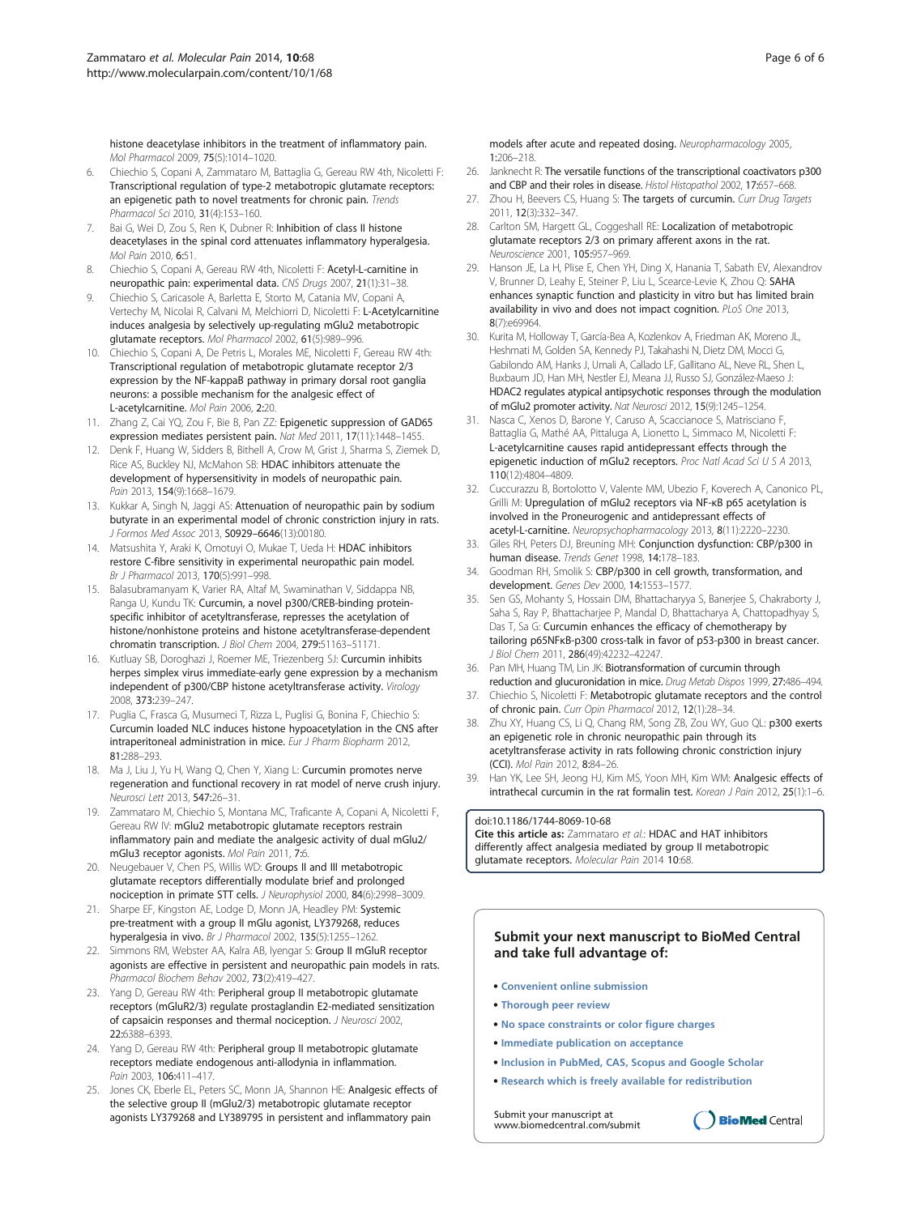histone deacetylase inhibitors in the treatment of inflammatory pain. *Mol Pharmacol* 2009, 75(5):1014–1020.

6. Chiechio S, Copani A, Zammataro M, Battaglia G, Gereau RW 4th, Nicoletti F: **Transcriptional regulation of type-2 metabotropic glutamate receptors: an epigenetic path to novel treatments for chronic pain.** *Trends Pharmacol Sci* 2010, 31(4):153–160.
7. Bai G, Wei D, Zou S, Ren K, Dubner R: **Inhibition of class II histone deacetylases in the spinal cord attenuates inflammatory hyperalgesia.** *Mol Pain* 2010, 6:51.
8. Chiechio S, Copani A, Gereau RW 4th, Nicoletti F: **Acetyl-L-carnitine in neuropathic pain: experimental data.** *CNS Drugs* 2007, 21(1):31–38.
9. Chiechio S, Caricasole A, Barletta E, Storto M, Catania MV, Copani A, Vertechy M, Nicolai R, Calvani M, Melchiorri D, Nicoletti F: **L-Acetylcarnitine induces analgesia by selectively up-regulating mGlu2 metabotropic glutamate receptors.** *Mol Pharmacol* 2002, 61(5):989–996.
10. Chiechio S, Copani A, De Petris L, Morales ME, Nicoletti F, Gereau RW 4th: **Transcriptional regulation of metabotropic glutamate receptor 2/3 expression by the NF-kappaB pathway in primary dorsal root ganglia neurons: a possible mechanism for the analgesic effect of L-acetylcarnitine.** *Mol Pain* 2006, 2:20.
11. Zhang Z, Cai YQ, Zou F, Bie B, Pan ZZ: **Epigenetic suppression of GAD65 expression mediates persistent pain.** *Nat Med* 2011, 17(11):1448–1455.
12. Denk F, Huang W, Sidders B, Bithell A, Crow M, Grist J, Sharma S, Ziemek D, Rice AS, Buckley NJ, McMahon SB: **HDAC inhibitors attenuate the development of hypersensitivity in models of neuropathic pain.** *Pain* 2013, 154(9):1668–1679.
13. Kukkar A, Singh N, Jaggi AS: **Attenuation of neuropathic pain by sodium butyrate in an experimental model of chronic constriction injury in rats.** *J Formos Med Assoc* 2013, S0929–6646(13):00180.
14. Matsushita Y, Araki K, Omotuyi O, Mukae T, Ueda H: **HDAC inhibitors restore C-fibre sensitivity in experimental neuropathic pain model.** *Br J Pharmacol* 2013, 170(5):991–998.
15. Balasubramanyam K, Varier RA, Altaf M, Swaminathan V, Siddappa NB, Ranga U, Kundu TK: **Curcumin, a novel p300/CREB-binding protein-specific inhibitor of acetyltransferase, represses the acetylation of histone/nonhistone proteins and histone acetyltransferase-dependent chromatin transcription.** *J Biol Chem* 2004, 279:51163–51171.
16. Kutluay SB, Doroghazi J, Roemer ME, Triezenberg SJ: **Curcumin inhibits herpes simplex virus immediate-early gene expression by a mechanism independent of p300/CBP histone acetyltransferase activity.** *Virology* 2008, 373:239–247.
17. Puglia C, Frasca G, Musumeci T, Rizza L, Puglisi G, Bonina F, Chiechio S: **Curcumin loaded NLC induces histone hypoacetylation in the CNS after intraperitoneal administration in mice.** *Eur J Pharm Biopharm* 2012, 81:288–293.
18. Ma J, Liu J, Yu H, Wang Q, Chen Y, Xiang L: **Curcumin promotes nerve regeneration and functional recovery in rat model of nerve crush injury.** *Neurosci Lett* 2013, 547:26–31.
19. Zammataro M, Chiechio S, Montana MC, Traficante A, Copani A, Nicoletti F, Gereau RW IV: **mGlu2 metabotropic glutamate receptors restrain inflammatory pain and mediate the analgesic activity of dual mGlu2/mGlu3 receptor agonists.** *Mol Pain* 2011, 7:6.
20. Neugebauer V, Chen PS, Willis WD: **Groups II and III metabotropic glutamate receptors differentially modulate brief and prolonged nociception in primate STT cells.** *J Neurophysiol* 2000, 84(6):2998–3009.
21. Sharpe EF, Kingston AE, Lodge D, Monn JA, Headley PM: **Systemic pre-treatment with a group II mGlu agonist, LY379268, reduces hyperalgesia in vivo.** *Br J Pharmacol* 2002, 135(5):1255–1262.
22. Simmons RM, Webster AA, Kalra AB, Iyengar S: **Group II mGluR receptor agonists are effective in persistent and neuropathic pain models in rats.** *Pharmacol Biochem Behav* 2002, 73(2):419–427.
23. Yang D, Gereau RW 4th: **Peripheral group II metabotropic glutamate receptors (mGluR2/3) regulate prostaglandin E2-mediated sensitization of capsaicin responses and thermal nociception.** *J Neurosci* 2002, 22:6388–6393.
24. Yang D, Gereau RW 4th: **Peripheral group II metabotropic glutamate receptors mediate endogenous anti-allodynia in inflammation.** *Pain* 2003, 106:411–417.
25. Jones CK, Eberle EL, Peters SC, Monn JA, Shannon HE: **Analgesic effects of the selective group II (mGlu2/3) metabotropic glutamate receptor agonists LY379268 and LY389795 in persistent and inflammatory pain models after acute and repeated dosing.** *Neuropharmacology* 2005, 1:206–218.
26. Janknecht R: **The versatile functions of the transcriptional coactivators p300 and CBP and their roles in disease.** *Histol Histopathol* 2002, 17:657–668.
27. Zhou H, Beevers CS, Huang S: **The targets of curcumin.** *Curr Drug Targets* 2011, 12(3):332–347.
28. Carlton SM, Hargett GL, Coggeshall RE: **Localization of metabotropic glutamate receptors 2/3 on primary afferent axons in the rat.** *Neuroscience* 2001, 105:957–969.
29. Hanson JE, La H, Plise E, Chen YH, Ding X, Hanania T, Sabath EV, Alexandrov V, Brunner D, Leahy E, Steiner P, Liu L, Scearce-Levie K, Zhou Q: **SAHA enhances synaptic function and plasticity in vitro but has limited brain availability in vivo and does not impact cognition.** *PLoS One* 2013, 8(7):e69964.
30. Kurita M, Holloway T, García-Bea A, Kozlenkov A, Friedman AK, Moreno JL, Heshmati M, Golden SA, Kennedy PJ, Takahashi N, Dietz DM, Mocci G, Gabilondo AM, Hanks J, Umali A, Callado LF, Gallitano AL, Neve RL, Shen L, Buxbaum JD, Han MH, Nestler EJ, Meana JJ, Russo SJ, González-Maeso J: **HDAC2 regulates atypical antipsychotic responses through the modulation of mGlu2 promoter activity.** *Nat Neurosci* 2012, 15(9):1245–1254.
31. Nasca C, Xenos D, Barone Y, Caruso A, Scaccianoce S, Matrisciano F, Battaglia G, Mathé AA, Pittaluga A, Lionetto L, Simmaco M, Nicoletti F: **L-acetylcarnitine causes rapid antidepressant effects through the epigenetic induction of mGlu2 receptors.** *Proc Natl Acad Sci U S A* 2013, 110(12):4804–4809.
32. Cuccurazzu B, Bortolotto V, Valente MM, Ubezio F, Koverech A, Canonico PL, Grilli M: **Upregulation of mGlu2 receptors via NF-κB p65 acetylation is involved in the Proneurogenic and antidepressant effects of acetyl-L-carnitine.** *Neuropsychopharmacology* 2013, 8(11):2220–2230.
33. Giles RH, Peters DJ, Breuning MH: **Conjunction dysfunction: CBP/p300 in human disease.** *Trends Genet* 1998, 14:178–183.
34. Goodman RH, Smolik S: **CBP/p300 in cell growth, transformation, and development.** *Genes Dev* 2000, 14:1553–1577.
35. Sen GS, Mohanty S, Hossain DM, Bhattacharyya S, Banerjee S, Chakraborty J, Saha S, Ray P, Bhattacharjee P, Mandal D, Bhattacharya A, Chattopadhyay S, Das T, Sa G: **Curcumin enhances the efficacy of chemotherapy by tailoring p65NFκB-p300 cross-talk in favor of p53-p300 in breast cancer.** *J Biol Chem* 2011, 286(49):42232–42247.
36. Pan MH, Huang TM, Lin JK: **Biotransformation of curcumin through reduction and glucuronidation in mice.** *Drug Metab Dispos* 1999, 27:486–494.
37. Chiechio S, Nicoletti F: **Metabotropic glutamate receptors and the control of chronic pain.** *Curr Opin Pharmacol* 2012, 12(1):28–34.
38. Zhu XY, Huang CS, Li Q, Chang RM, Song ZB, Zou WY, Guo QL: **p300 exerts an epigenetic role in chronic neuropathic pain through its acetyltransferase activity in rats following chronic constriction injury (CCI).** *Mol Pain* 2012, 8:84–26.
39. Han YK, Lee SH, Jeong HJ, Kim MS, Yoon MH, Kim WM: **Analgesic effects of intrathecal curcumin in the rat formalin test.** *Korean J Pain* 2012, 25(1):1–6.

doi:10.1186/1744-8069-10-68
**Cite this article as:** Zammataro *et al.*: HDAC and HAT inhibitors differently affect analgesia mediated by group II metabotropic glutamate receptors. *Molecular Pain* 2014 10:68.

**Submit your next manuscript to BioMed Central and take full advantage of:**

- **Convenient online submission**
- **Thorough peer review**
- **No space constraints or color figure charges**
- **Immediate publication on acceptance**
- **Inclusion in PubMed, CAS, Scopus and Google Scholar**
- **Research which is freely available for redistribution**

Submit your manuscript at
www.biomedcentral.com/submit

BioMed Central